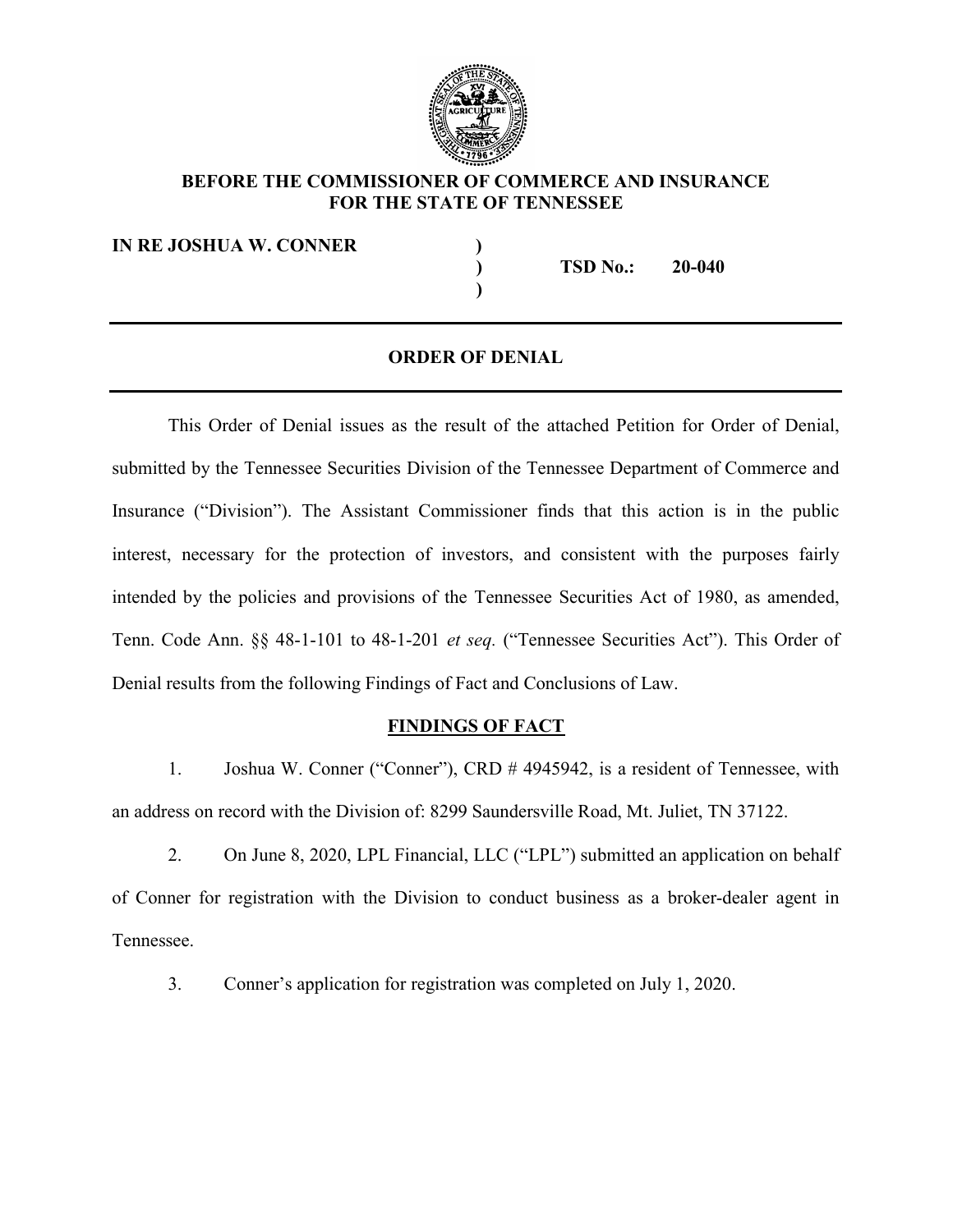**BEFORE THE COMMISSIONER OF COMMERCE AND INSURANCE**
**FOR THE STATE OF TENNESSEE**

| | | |
|---|---|---|
| **IN RE JOSHUA W. CONNER** | ) | |
| | ) | **TSD No.: 20-040** |
| | ) | |

---

## ORDER OF DENIAL

---

This Order of Denial issues as the result of the attached Petition for Order of Denial, submitted by the Tennessee Securities Division of the Tennessee Department of Commerce and Insurance ("Division"). The Assistant Commissioner finds that this action is in the public interest, necessary for the protection of investors, and consistent with the purposes fairly intended by the policies and provisions of the Tennessee Securities Act of 1980, as amended, Tenn. Code Ann. §§ 48-1-101 to 48-1-201 *et seq.* ("Tennessee Securities Act"). This Order of Denial results from the following Findings of Fact and Conclusions of Law.

### FINDINGS OF FACT

1. Joshua W. Conner ("Conner"), CRD # 4945942, is a resident of Tennessee, with an address on record with the Division of: 8299 Saundersville Road, Mt. Juliet, TN 37122.

2. On June 8, 2020, LPL Financial, LLC ("LPL") submitted an application on behalf of Conner for registration with the Division to conduct business as a broker-dealer agent in Tennessee.

3. Conner's application for registration was completed on July 1, 2020.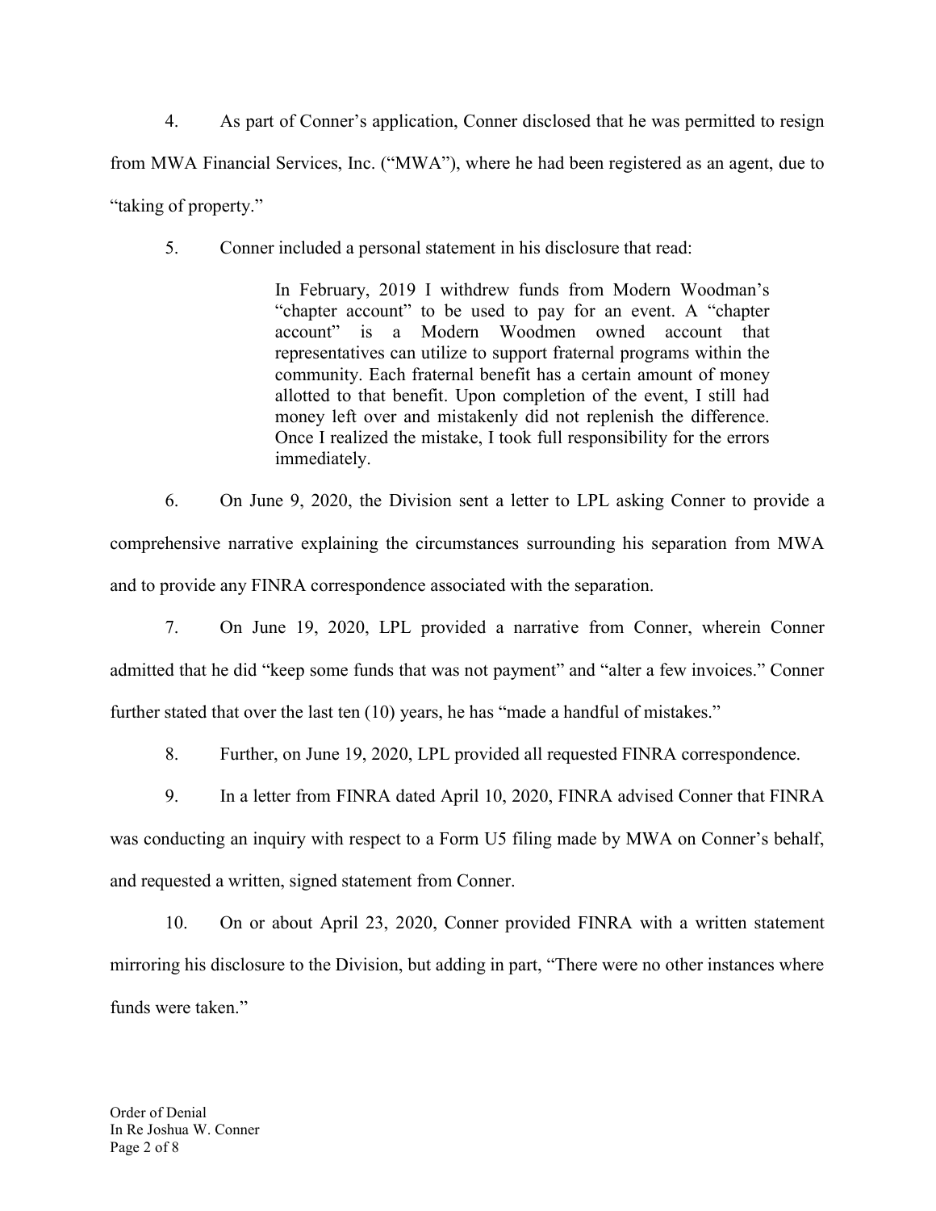4. As part of Conner's application, Conner disclosed that he was permitted to resign from MWA Financial Services, Inc. ("MWA"), where he had been registered as an agent, due to "taking of property."

5. Conner included a personal statement in his disclosure that read:

> In February, 2019 I withdrew funds from Modern Woodman's "chapter account" to be used to pay for an event. A "chapter account" is a Modern Woodmen owned account that representatives can utilize to support fraternal programs within the community. Each fraternal benefit has a certain amount of money allotted to that benefit. Upon completion of the event, I still had money left over and mistakenly did not replenish the difference. Once I realized the mistake, I took full responsibility for the errors immediately.

6. On June 9, 2020, the Division sent a letter to LPL asking Conner to provide a comprehensive narrative explaining the circumstances surrounding his separation from MWA and to provide any FINRA correspondence associated with the separation.

7. On June 19, 2020, LPL provided a narrative from Conner, wherein Conner admitted that he did "keep some funds that was not payment" and "alter a few invoices." Conner further stated that over the last ten (10) years, he has "made a handful of mistakes."

8. Further, on June 19, 2020, LPL provided all requested FINRA correspondence.

9. In a letter from FINRA dated April 10, 2020, FINRA advised Conner that FINRA was conducting an inquiry with respect to a Form U5 filing made by MWA on Conner's behalf, and requested a written, signed statement from Conner.

10. On or about April 23, 2020, Conner provided FINRA with a written statement mirroring his disclosure to the Division, but adding in part, "There were no other instances where funds were taken."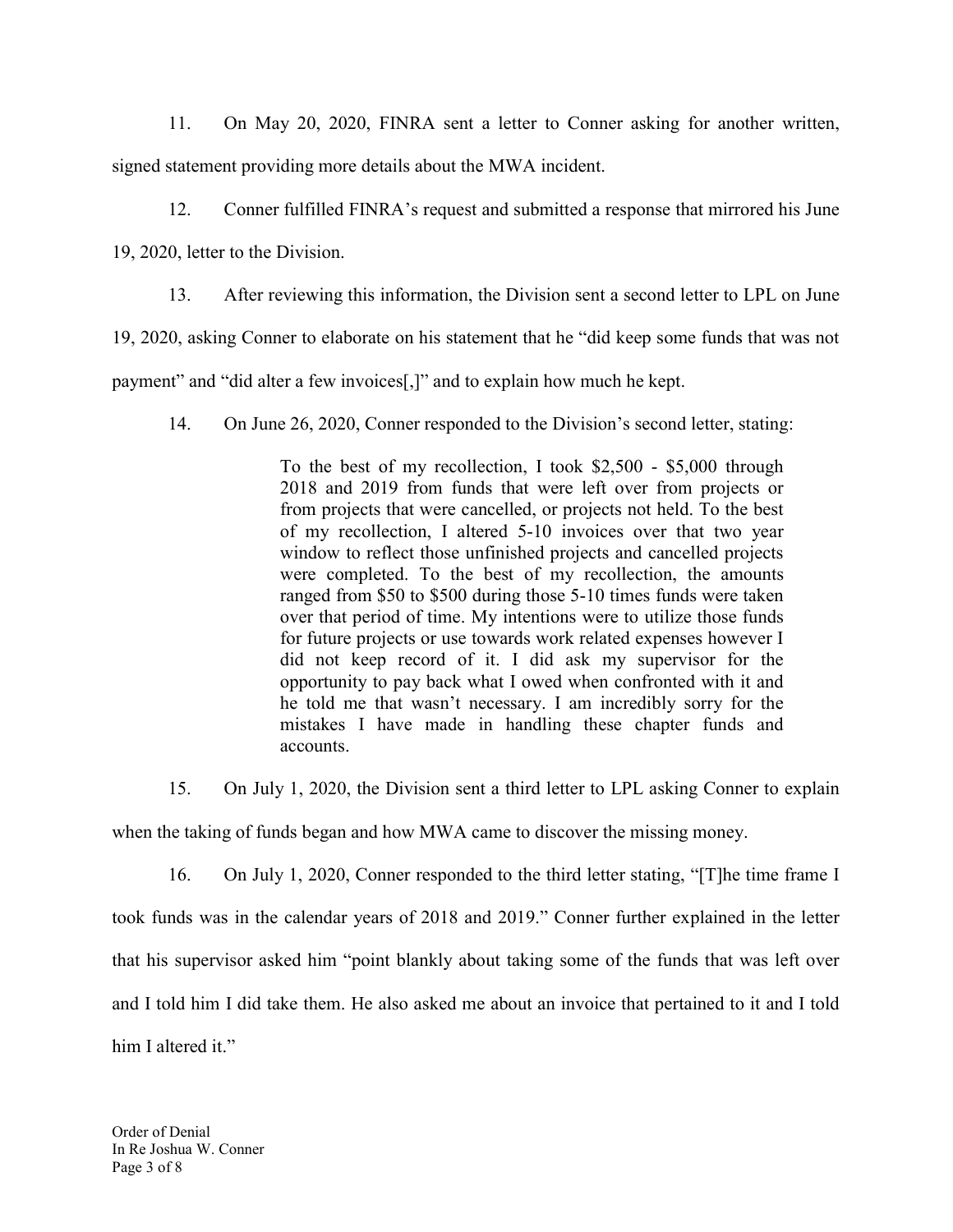11. On May 20, 2020, FINRA sent a letter to Conner asking for another written, signed statement providing more details about the MWA incident.

12. Conner fulfilled FINRA's request and submitted a response that mirrored his June 19, 2020, letter to the Division.

13. After reviewing this information, the Division sent a second letter to LPL on June 19, 2020, asking Conner to elaborate on his statement that he "did keep some funds that was not payment" and "did alter a few invoices[,]" and to explain how much he kept.

14. On June 26, 2020, Conner responded to the Division's second letter, stating:

> To the best of my recollection, I took $2,500 - $5,000 through 2018 and 2019 from funds that were left over from projects or from projects that were cancelled, or projects not held. To the best of my recollection, I altered 5-10 invoices over that two year window to reflect those unfinished projects and cancelled projects were completed. To the best of my recollection, the amounts ranged from $50 to $500 during those 5-10 times funds were taken over that period of time. My intentions were to utilize those funds for future projects or use towards work related expenses however I did not keep record of it. I did ask my supervisor for the opportunity to pay back what I owed when confronted with it and he told me that wasn't necessary. I am incredibly sorry for the mistakes I have made in handling these chapter funds and accounts.

15. On July 1, 2020, the Division sent a third letter to LPL asking Conner to explain when the taking of funds began and how MWA came to discover the missing money.

16. On July 1, 2020, Conner responded to the third letter stating, "[T]he time frame I took funds was in the calendar years of 2018 and 2019." Conner further explained in the letter that his supervisor asked him "point blankly about taking some of the funds that was left over and I told him I did take them. He also asked me about an invoice that pertained to it and I told him I altered it."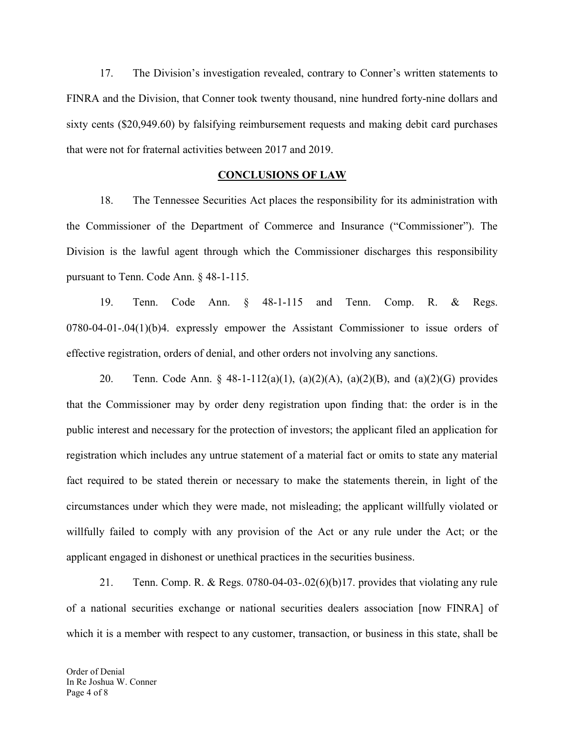17. The Division's investigation revealed, contrary to Conner's written statements to FINRA and the Division, that Conner took twenty thousand, nine hundred forty-nine dollars and sixty cents ($20,949.60) by falsifying reimbursement requests and making debit card purchases that were not for fraternal activities between 2017 and 2019.

## CONCLUSIONS OF LAW

18. The Tennessee Securities Act places the responsibility for its administration with the Commissioner of the Department of Commerce and Insurance ("Commissioner"). The Division is the lawful agent through which the Commissioner discharges this responsibility pursuant to Tenn. Code Ann. § 48-1-115.

19. Tenn. Code Ann. § 48-1-115 and Tenn. Comp. R. & Regs. 0780-04-01-.04(1)(b)4. expressly empower the Assistant Commissioner to issue orders of effective registration, orders of denial, and other orders not involving any sanctions.

20. Tenn. Code Ann. § 48-1-112(a)(1), (a)(2)(A), (a)(2)(B), and (a)(2)(G) provides that the Commissioner may by order deny registration upon finding that: the order is in the public interest and necessary for the protection of investors; the applicant filed an application for registration which includes any untrue statement of a material fact or omits to state any material fact required to be stated therein or necessary to make the statements therein, in light of the circumstances under which they were made, not misleading; the applicant willfully violated or willfully failed to comply with any provision of the Act or any rule under the Act; or the applicant engaged in dishonest or unethical practices in the securities business.

21. Tenn. Comp. R. & Regs. 0780-04-03-.02(6)(b)17. provides that violating any rule of a national securities exchange or national securities dealers association [now FINRA] of which it is a member with respect to any customer, transaction, or business in this state, shall be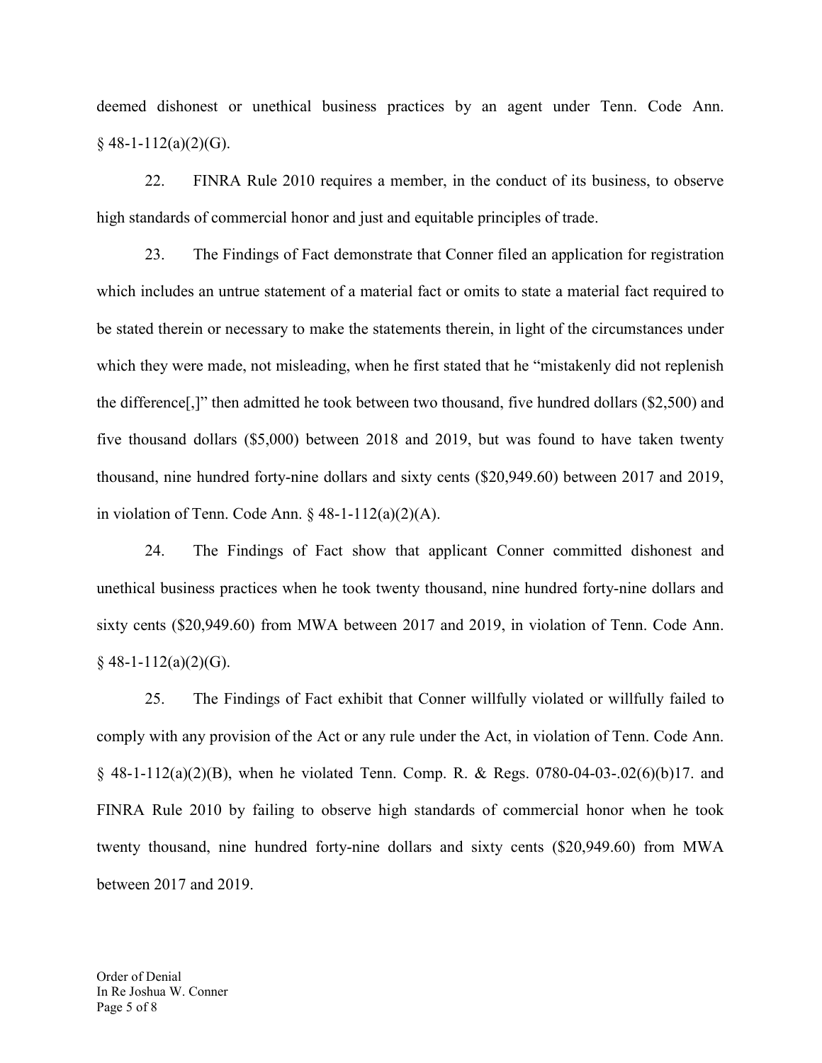deemed dishonest or unethical business practices by an agent under Tenn. Code Ann. § 48-1-112(a)(2)(G).

22. FINRA Rule 2010 requires a member, in the conduct of its business, to observe high standards of commercial honor and just and equitable principles of trade.

23. The Findings of Fact demonstrate that Conner filed an application for registration which includes an untrue statement of a material fact or omits to state a material fact required to be stated therein or necessary to make the statements therein, in light of the circumstances under which they were made, not misleading, when he first stated that he "mistakenly did not replenish the difference[,]" then admitted he took between two thousand, five hundred dollars ($2,500) and five thousand dollars ($5,000) between 2018 and 2019, but was found to have taken twenty thousand, nine hundred forty-nine dollars and sixty cents ($20,949.60) between 2017 and 2019, in violation of Tenn. Code Ann. § 48-1-112(a)(2)(A).

24. The Findings of Fact show that applicant Conner committed dishonest and unethical business practices when he took twenty thousand, nine hundred forty-nine dollars and sixty cents ($20,949.60) from MWA between 2017 and 2019, in violation of Tenn. Code Ann. § 48-1-112(a)(2)(G).

25. The Findings of Fact exhibit that Conner willfully violated or willfully failed to comply with any provision of the Act or any rule under the Act, in violation of Tenn. Code Ann. § 48-1-112(a)(2)(B), when he violated Tenn. Comp. R. & Regs. 0780-04-03-.02(6)(b)17. and FINRA Rule 2010 by failing to observe high standards of commercial honor when he took twenty thousand, nine hundred forty-nine dollars and sixty cents ($20,949.60) from MWA between 2017 and 2019.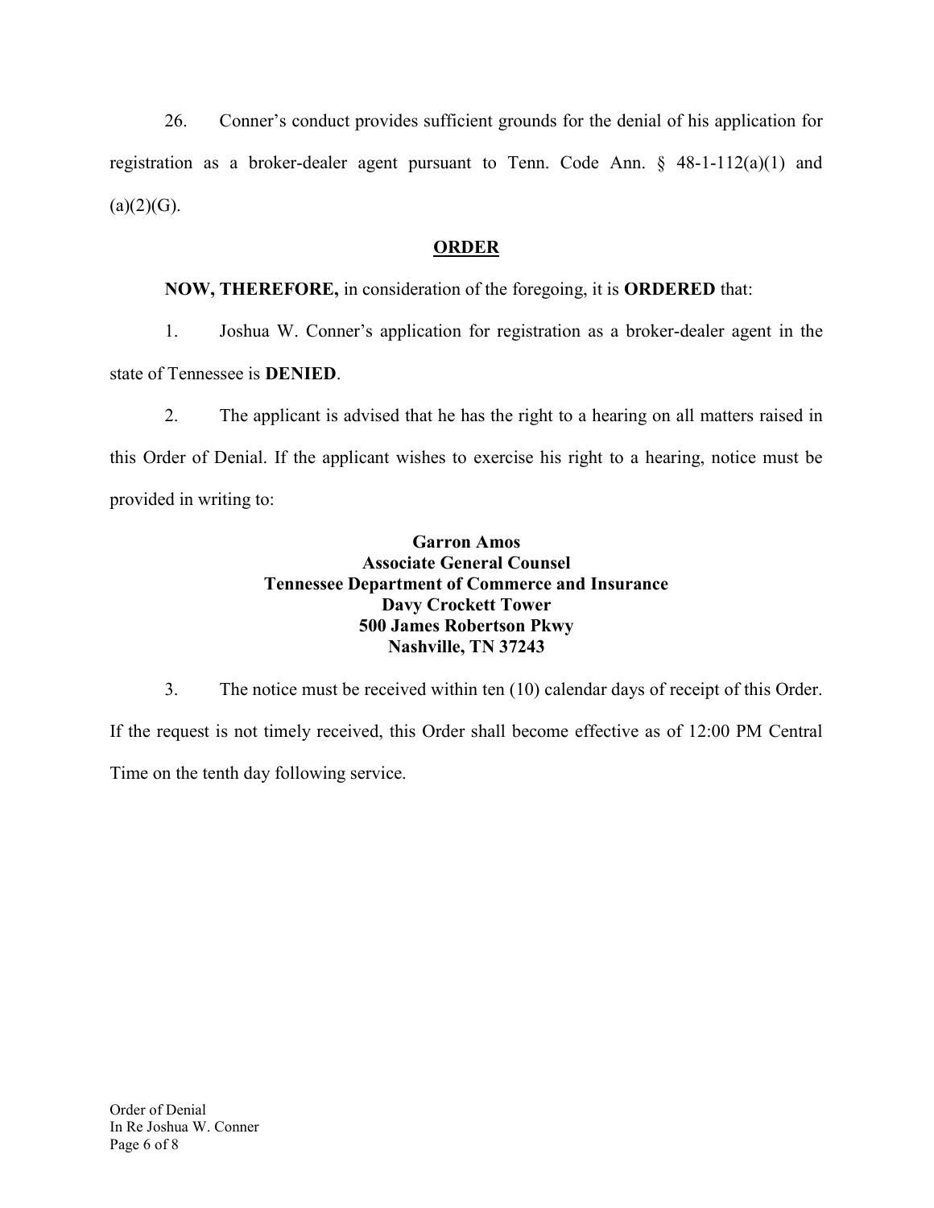26. Conner's conduct provides sufficient grounds for the denial of his application for registration as a broker-dealer agent pursuant to Tenn. Code Ann. § 48-1-112(a)(1) and (a)(2)(G).

## ORDER

**NOW, THEREFORE,** in consideration of the foregoing, it is **ORDERED** that:

1. Joshua W. Conner's application for registration as a broker-dealer agent in the state of Tennessee is **DENIED**.

2. The applicant is advised that he has the right to a hearing on all matters raised in this Order of Denial. If the applicant wishes to exercise his right to a hearing, notice must be provided in writing to:

**Garron Amos**
**Associate General Counsel**
**Tennessee Department of Commerce and Insurance**
**Davy Crockett Tower**
**500 James Robertson Pkwy**
**Nashville, TN 37243**

3. The notice must be received within ten (10) calendar days of receipt of this Order. If the request is not timely received, this Order shall become effective as of 12:00 PM Central Time on the tenth day following service.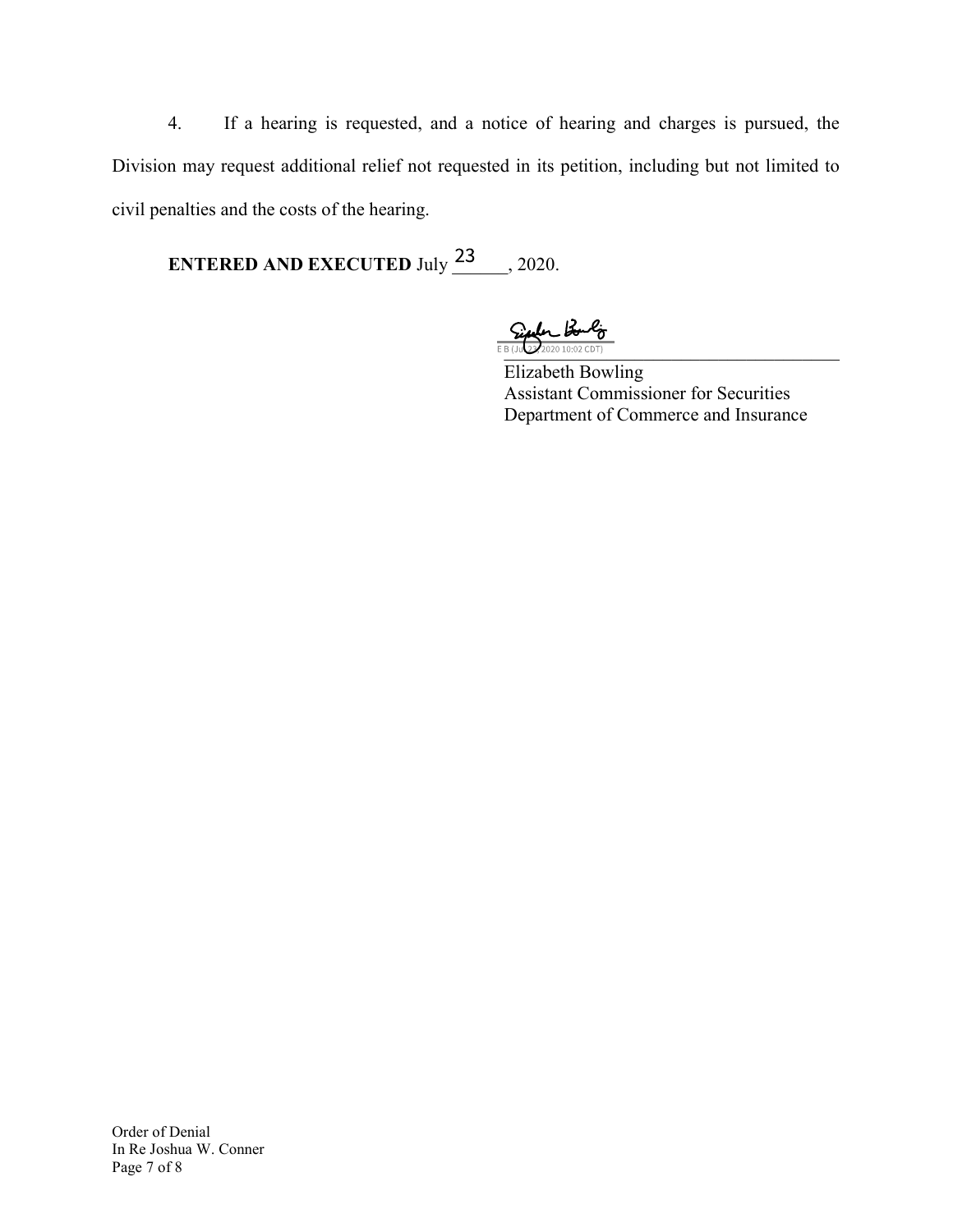4. If a hearing is requested, and a notice of hearing and charges is pursued, the Division may request additional relief not requested in its petition, including but not limited to civil penalties and the costs of the hearing.

**ENTERED AND EXECUTED** July 23, 2020.

E B (Jul 23, 2020 10:02 CDT)

Elizabeth Bowling
Assistant Commissioner for Securities
Department of Commerce and Insurance

Order of Denial
In Re Joshua W. Conner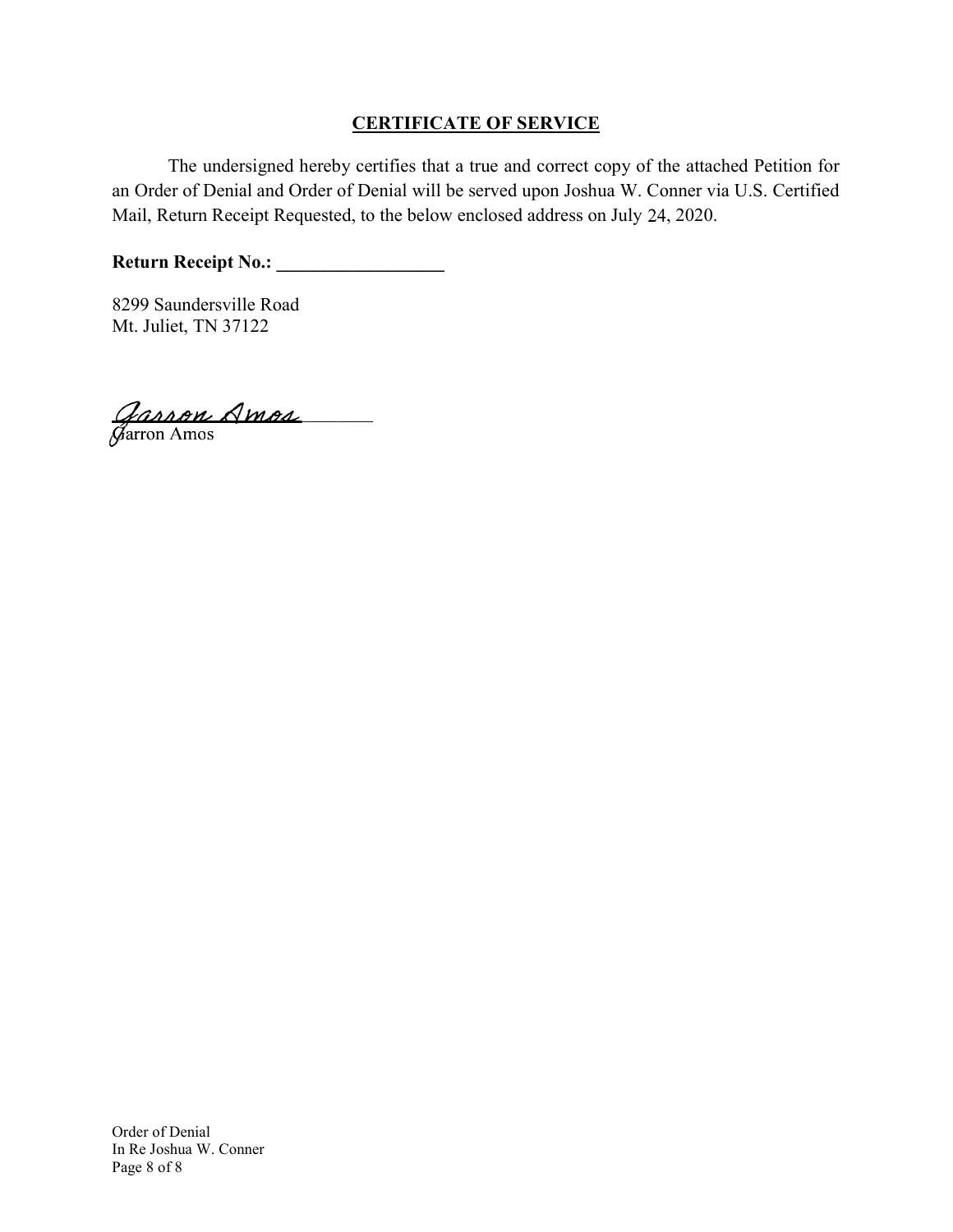## CERTIFICATE OF SERVICE

The undersigned hereby certifies that a true and correct copy of the attached Petition for an Order of Denial and Order of Denial will be served upon Joshua W. Conner via U.S. Certified Mail, Return Receipt Requested, to the below enclosed address on July 24, 2020.

**Return Receipt No.: \_\_\_\_\_\_\_\_\_\_\_\_\_\_\_\_\_\_**

8299 Saundersville Road
Mt. Juliet, TN 37122

Garron Amos
Garron Amos

Order of Denial
In Re Joshua W. Conner